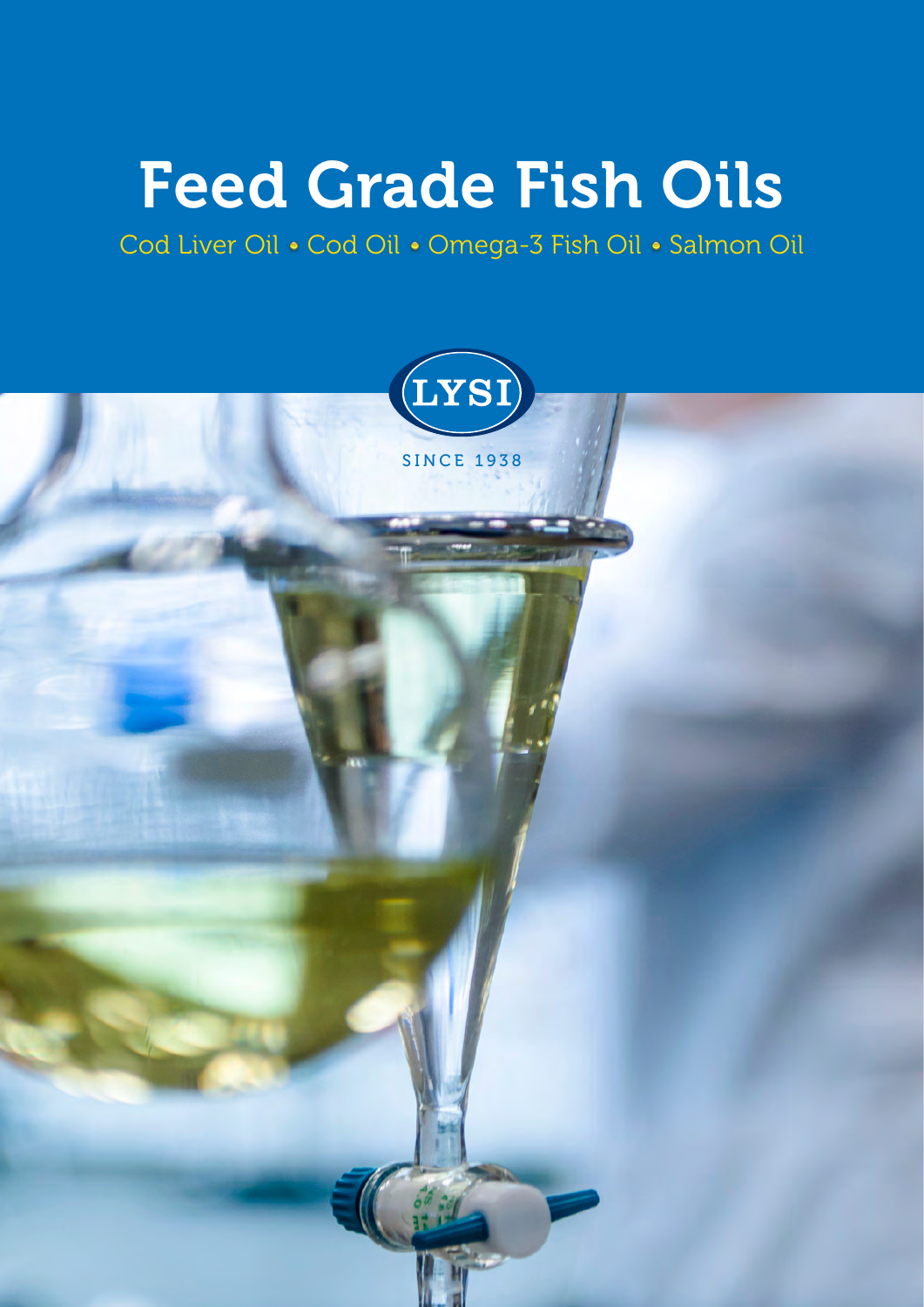# Feed Grade Fish Oils

Cod Liver Oil • Cod Oil • Omega-3 Fish Oil • Salmon Oil

LYSI

SINCE 1938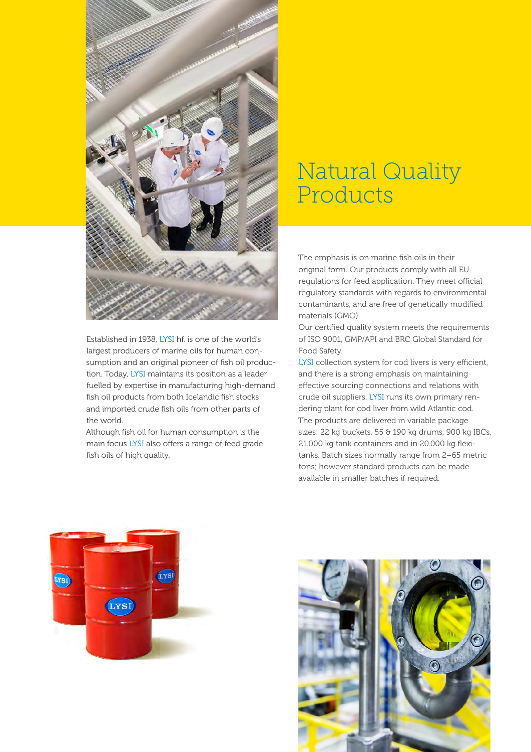# Natural Quality Products

Established in 1938, LYSI hf. is one of the world's largest producers of marine oils for human consumption and an original pioneer of fish oil production. Today, LYSI maintains its position as a leader fuelled by expertise in manufacturing high-demand fish oil products from both Icelandic fish stocks and imported crude fish oils from other parts of the world.

Although fish oil for human consumption is the main focus LYSI also offers a range of feed grade fish oils of high quality.

The emphasis is on marine fish oils in their original form. Our products comply with all EU regulations for feed application. They meet official regulatory standards with regards to environmental contaminants, and are free of genetically modified materials (GMO).

Our certified quality system meets the requirements of ISO 9001, GMP/API and BRC Global Standard for Food Safety.

LYSI collection system for cod livers is very efficient, and there is a strong emphasis on maintaining effective sourcing connections and relations with crude oil suppliers. LYSI runs its own primary rendering plant for cod liver from wild Atlantic cod.

The products are delivered in variable package sizes: 22 kg buckets, 55 & 190 kg drums, 900 kg IBCs, 21.000 kg tank containers and in 20.000 kg flexitanks. Batch sizes normally range from 2–65 metric tons; however standard products can be made available in smaller batches if required.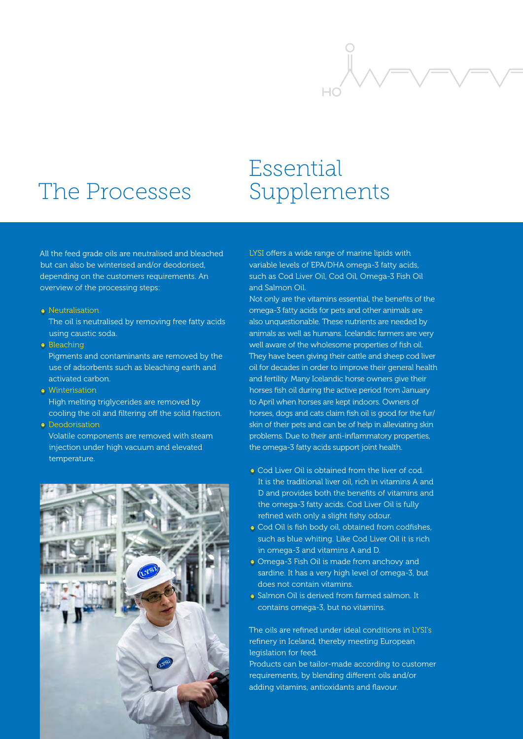# The Processes

All the feed grade oils are neutralised and bleached but can also be winterised and/or deodorised, depending on the customers requirements. An overview of the processing steps:

- Neutralisation
  The oil is neutralised by removing free fatty acids using caustic soda.
- Bleaching
  Pigments and contaminants are removed by the use of adsorbents such as bleaching earth and activated carbon.
- Winterisation
  High melting triglycerides are removed by cooling the oil and filtering off the solid fraction.
- Deodorisation
  Volatile components are removed with steam injection under high vacuum and elevated temperature.

# Essential Supplements

LYSI offers a wide range of marine lipids with variable levels of EPA/DHA omega-3 fatty acids, such as Cod Liver Oil, Cod Oil, Omega-3 Fish Oil and Salmon Oil.

Not only are the vitamins essential, the benefits of the omega-3 fatty acids for pets and other animals are also unquestionable. These nutrients are needed by animals as well as humans. Icelandic farmers are very well aware of the wholesome properties of fish oil. They have been giving their cattle and sheep cod liver oil for decades in order to improve their general health and fertility. Many Icelandic horse owners give their horses fish oil during the active period from January to April when horses are kept indoors. Owners of horses, dogs and cats claim fish oil is good for the fur/skin of their pets and can be of help in alleviating skin problems. Due to their anti-inflammatory properties, the omega-3 fatty acids support joint health.

- Cod Liver Oil is obtained from the liver of cod. It is the traditional liver oil, rich in vitamins A and D and provides both the benefits of vitamins and the omega-3 fatty acids. Cod Liver Oil is fully refined with only a slight fishy odour.
- Cod Oil is fish body oil, obtained from codfishes, such as blue whiting. Like Cod Liver Oil it is rich in omega-3 and vitamins A and D.
- Omega-3 Fish Oil is made from anchovy and sardine. It has a very high level of omega-3, but does not contain vitamins.
- Salmon Oil is derived from farmed salmon. It contains omega-3, but no vitamins.

The oils are refined under ideal conditions in LYSI's refinery in Iceland, thereby meeting European legislation for feed.

Products can be tailor-made according to customer requirements, by blending different oils and/or adding vitamins, antioxidants and flavour.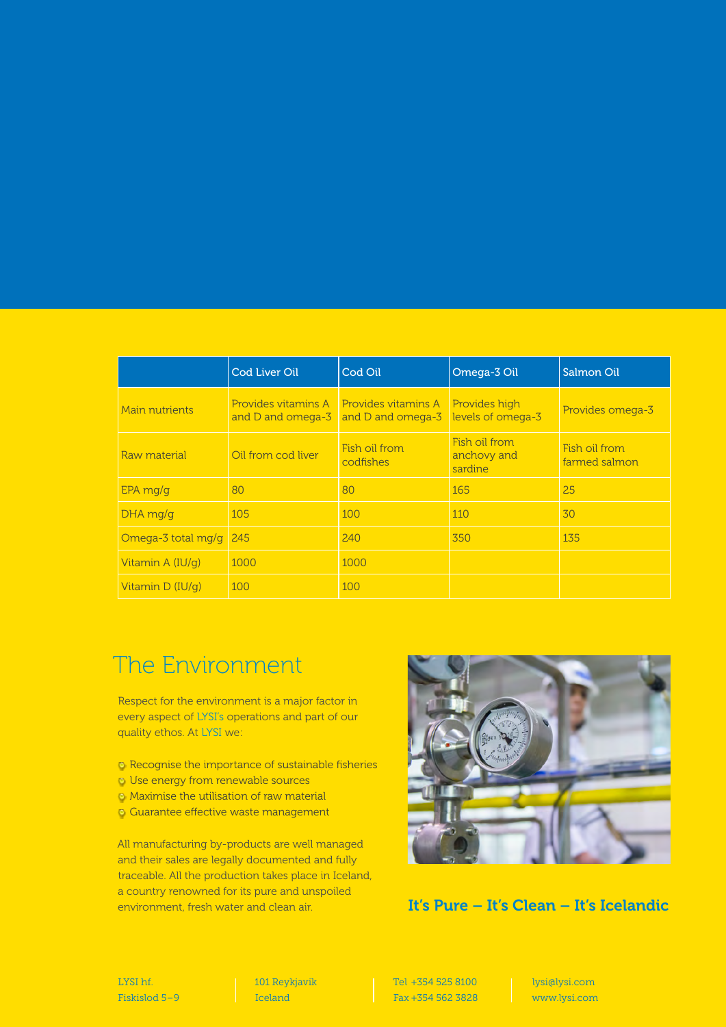| | Cod Liver Oil | Cod Oil | Omega-3 Oil | Salmon Oil |
|---|---|---|---|---|
| Main nutrients | Provides vitamins A and D and omega-3 | Provides vitamins A and D and omega-3 | Provides high levels of omega-3 | Provides omega-3 |
| Raw material | Oil from cod liver | Fish oil from codfishes | Fish oil from anchovy and sardine | Fish oil from farmed salmon |
| EPA mg/g | 80 | 80 | 165 | 25 |
| DHA mg/g | 105 | 100 | 110 | 30 |
| Omega-3 total mg/g | 245 | 240 | 350 | 135 |
| Vitamin A (IU/g) | 1000 | 1000 | | |
| Vitamin D (IU/g) | 100 | 100 | | |

## The Environment

Respect for the environment is a major factor in every aspect of LYSI's operations and part of our quality ethos. At LYSI we:

- Recognise the importance of sustainable fisheries
- Use energy from renewable sources
- Maximise the utilisation of raw material
- Guarantee effective waste management

All manufacturing by-products are well managed and their sales are legally documented and fully traceable. All the production takes place in Iceland, a country renowned for its pure and unspoiled environment, fresh water and clean air.

**It's Pure – It's Clean – It's Icelandic**

LYSI hf.
Fiskislod 5–9

101 Reykjavik
Iceland

Tel +354 525 8100
Fax +354 562 3828

lysi@lysi.com
www.lysi.com